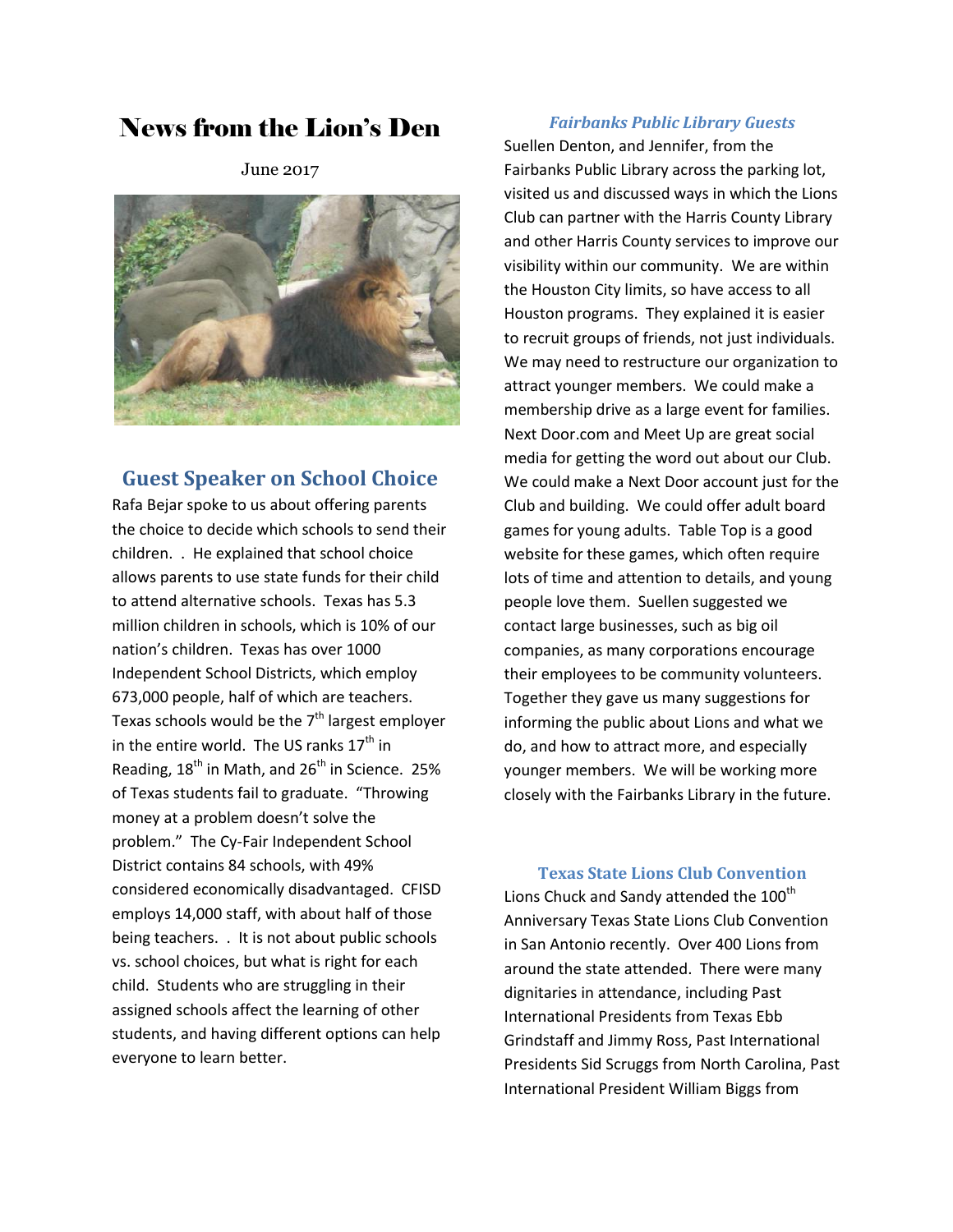# News from the Lion's Den

June 2017

## Guest Speaker on School Choice

Rafa Bejar spoke to us about offering parents the choice to decide which schools to send their children. . He explained that school choice allows parents to use state funds for their child to attend alternative schools. Texas has 5.3 million children in schools, which is 10% of our nation's children. Texas has over 1000 Independent School Districts, which employ 673,000 people, half of which are teachers. Texas schools would be the 7th largest employer in the entire world. The US ranks 17th in Reading, 18th in Math, and 26th in Science. 25% of Texas students fail to graduate. "Throwing money at a problem doesn't solve the problem." The Cy-Fair Independent School District contains 84 schools, with 49% considered economically disadvantaged. CFISD employs 14,000 staff, with about half of those being teachers. . It is not about public schools vs. school choices, but what is right for each child. Students who are struggling in their assigned schools affect the learning of other students, and having different options can help everyone to learn better.

### *Fairbanks Public Library Guests*

Suellen Denton, and Jennifer, from the Fairbanks Public Library across the parking lot, visited us and discussed ways in which the Lions Club can partner with the Harris County Library and other Harris County services to improve our visibility within our community. We are within the Houston City limits, so have access to all Houston programs. They explained it is easier to recruit groups of friends, not just individuals. We may need to restructure our organization to attract younger members. We could make a membership drive as a large event for families. Next Door.com and Meet Up are great social media for getting the word out about our Club. We could make a Next Door account just for the Club and building. We could offer adult board games for young adults. Table Top is a good website for these games, which often require lots of time and attention to details, and young people love them. Suellen suggested we contact large businesses, such as big oil companies, as many corporations encourage their employees to be community volunteers. Together they gave us many suggestions for informing the public about Lions and what we do, and how to attract more, and especially younger members. We will be working more closely with the Fairbanks Library in the future.

### Texas State Lions Club Convention

Lions Chuck and Sandy attended the 100th Anniversary Texas State Lions Club Convention in San Antonio recently. Over 400 Lions from around the state attended. There were many dignitaries in attendance, including Past International Presidents from Texas Ebb Grindstaff and Jimmy Ross, Past International Presidents Sid Scruggs from North Carolina, Past International President William Biggs from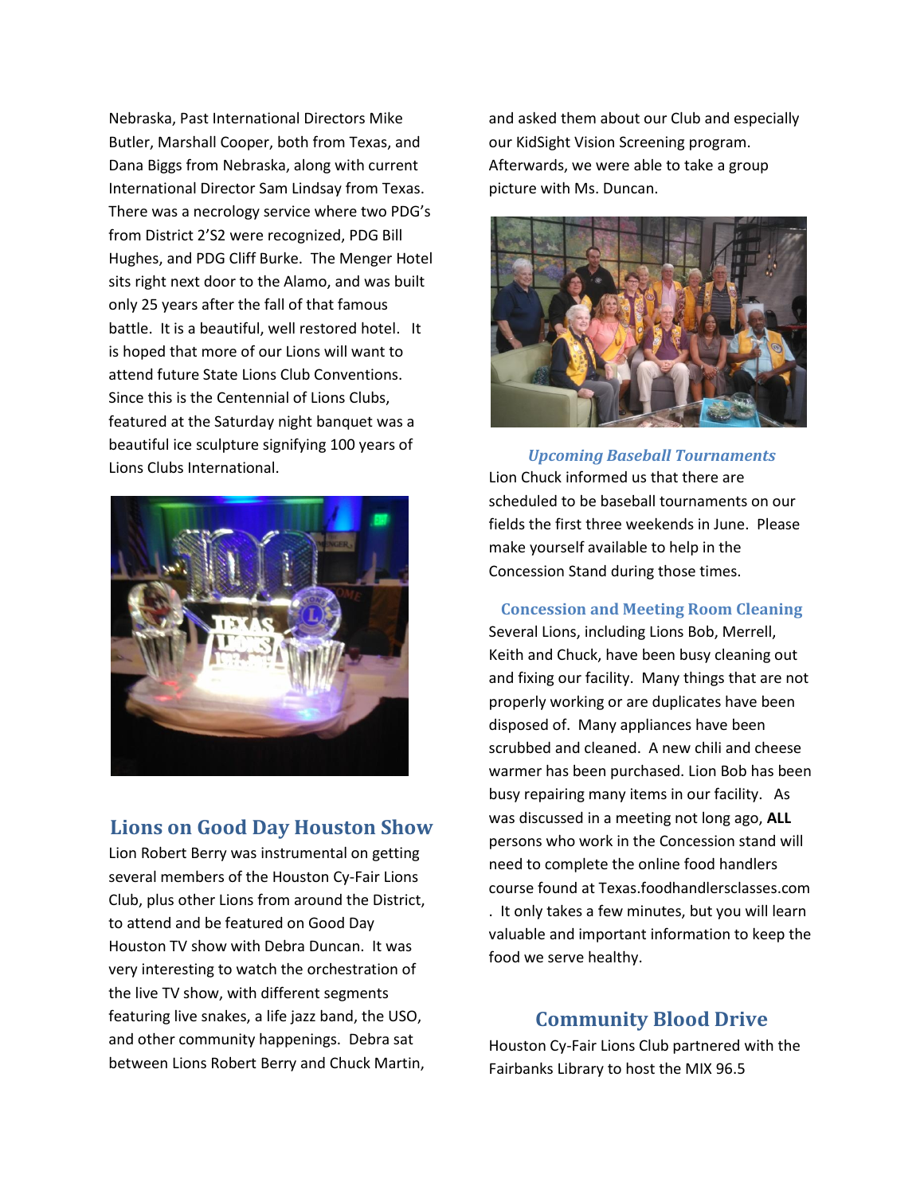Nebraska, Past International Directors Mike Butler, Marshall Cooper, both from Texas, and Dana Biggs from Nebraska, along with current International Director Sam Lindsay from Texas. There was a necrology service where two PDG's from District 2'S2 were recognized, PDG Bill Hughes, and PDG Cliff Burke. The Menger Hotel sits right next door to the Alamo, and was built only 25 years after the fall of that famous battle. It is a beautiful, well restored hotel. It is hoped that more of our Lions will want to attend future State Lions Club Conventions. Since this is the Centennial of Lions Clubs, featured at the Saturday night banquet was a beautiful ice sculpture signifying 100 years of Lions Clubs International.

## Lions on Good Day Houston Show

Lion Robert Berry was instrumental on getting several members of the Houston Cy-Fair Lions Club, plus other Lions from around the District, to attend and be featured on Good Day Houston TV show with Debra Duncan. It was very interesting to watch the orchestration of the live TV show, with different segments featuring live snakes, a life jazz band, the USO, and other community happenings. Debra sat between Lions Robert Berry and Chuck Martin, and asked them about our Club and especially our KidSight Vision Screening program. Afterwards, we were able to take a group picture with Ms. Duncan.

### *Upcoming Baseball Tournaments*

Lion Chuck informed us that there are scheduled to be baseball tournaments on our fields the first three weekends in June. Please make yourself available to help in the Concession Stand during those times.

### Concession and Meeting Room Cleaning

Several Lions, including Lions Bob, Merrell, Keith and Chuck, have been busy cleaning out and fixing our facility. Many things that are not properly working or are duplicates have been disposed of. Many appliances have been scrubbed and cleaned. A new chili and cheese warmer has been purchased. Lion Bob has been busy repairing many items in our facility. As was discussed in a meeting not long ago, **ALL** persons who work in the Concession stand will need to complete the online food handlers course found at Texas.foodhandlersclasses.com . It only takes a few minutes, but you will learn valuable and important information to keep the food we serve healthy.

## Community Blood Drive

Houston Cy-Fair Lions Club partnered with the Fairbanks Library to host the MIX 96.5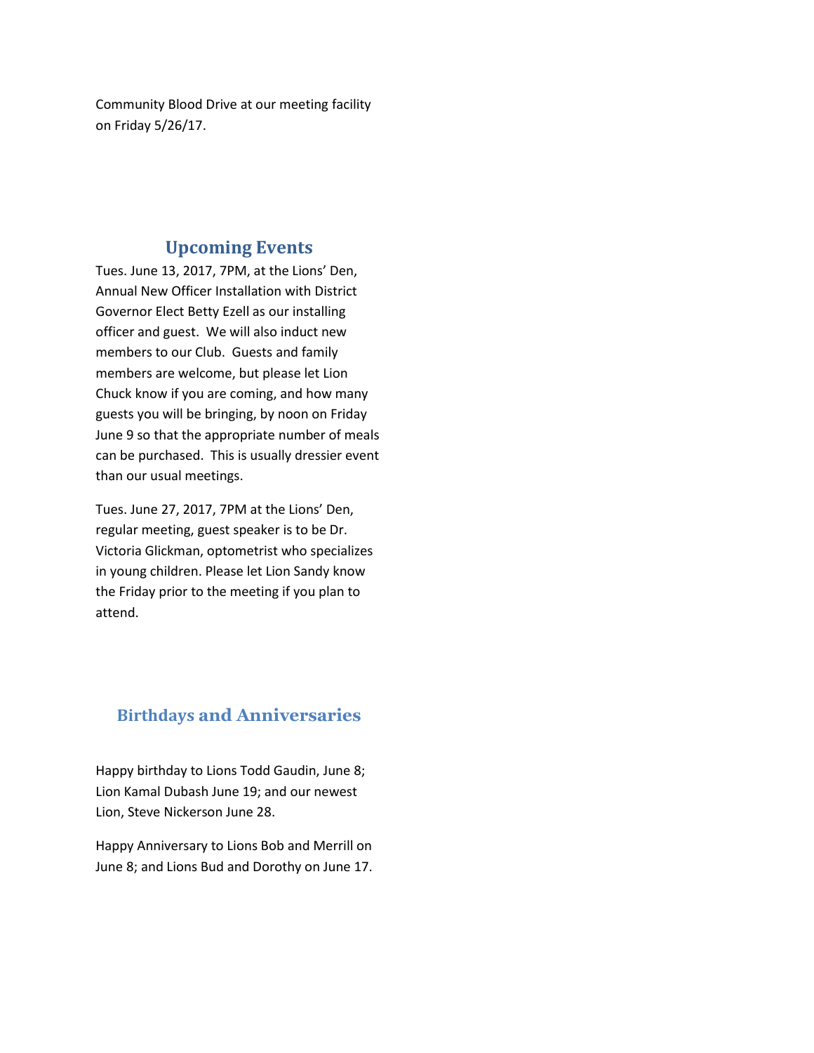Community Blood Drive at our meeting facility on Friday 5/26/17.

## Upcoming Events

Tues. June 13, 2017, 7PM, at the Lions' Den, Annual New Officer Installation with District Governor Elect Betty Ezell as our installing officer and guest. We will also induct new members to our Club. Guests and family members are welcome, but please let Lion Chuck know if you are coming, and how many guests you will be bringing, by noon on Friday June 9 so that the appropriate number of meals can be purchased. This is usually dressier event than our usual meetings.

Tues. June 27, 2017, 7PM at the Lions' Den, regular meeting, guest speaker is to be Dr. Victoria Glickman, optometrist who specializes in young children. Please let Lion Sandy know the Friday prior to the meeting if you plan to attend.

## Birthdays and Anniversaries

Happy birthday to Lions Todd Gaudin, June 8; Lion Kamal Dubash June 19; and our newest Lion, Steve Nickerson June 28.

Happy Anniversary to Lions Bob and Merrill on June 8; and Lions Bud and Dorothy on June 17.